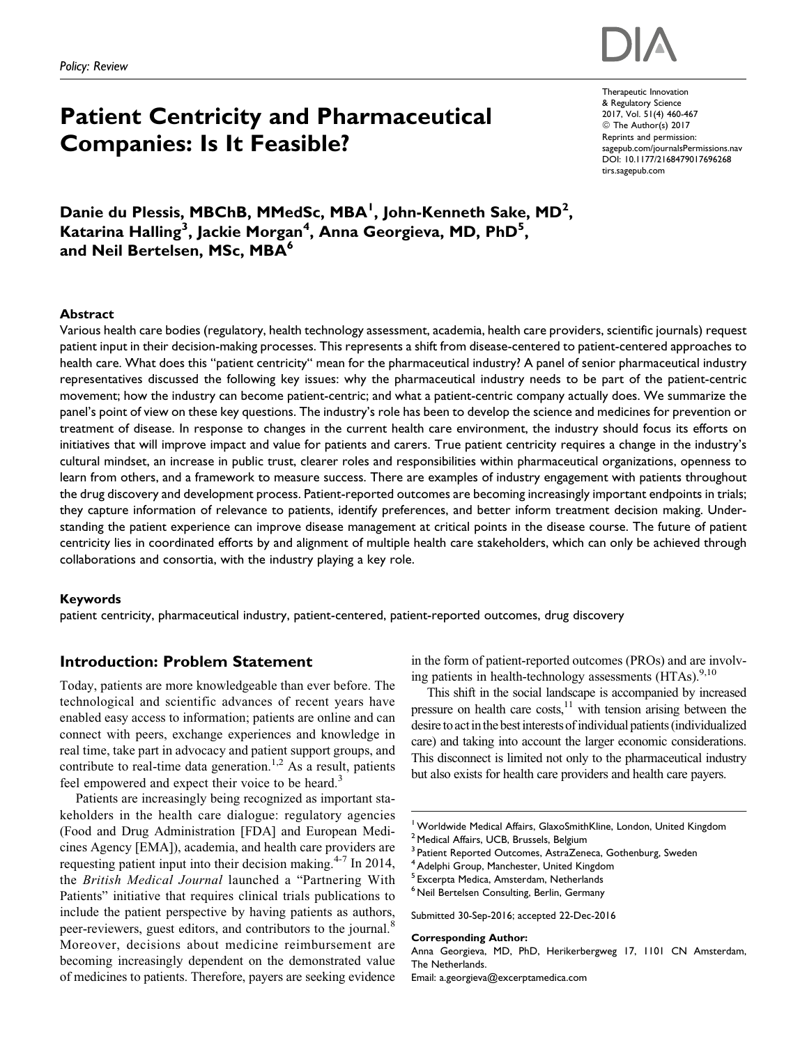Policy: Review

# Patient Centricity and Pharmaceutical Companies: Is It Feasible?

Therapeutic Innovation & Regulatory Science
2017, Vol. 51(4) 460-467
© The Author(s) 2017
Reprints and permission: sagepub.com/journalsPermissions.nav
DOI: 10.1177/2168479017696268
tirs.sagepub.com

**Danie du Plessis, MBChB, MMedSc, MBA[1], John-Kenneth Sake, MD[2], Katarina Halling[3], Jackie Morgan[4], Anna Georgieva, MD, PhD[5], and Neil Bertelsen, MSc, MBA[6]**

## Abstract

Various health care bodies (regulatory, health technology assessment, academia, health care providers, scientific journals) request patient input in their decision-making processes. This represents a shift from disease-centered to patient-centered approaches to health care. What does this "patient centricity" mean for the pharmaceutical industry? A panel of senior pharmaceutical industry representatives discussed the following key issues: why the pharmaceutical industry needs to be part of the patient-centric movement; how the industry can become patient-centric; and what a patient-centric company actually does. We summarize the panel's point of view on these key questions. The industry's role has been to develop the science and medicines for prevention or treatment of disease. In response to changes in the current health care environment, the industry should focus its efforts on initiatives that will improve impact and value for patients and carers. True patient centricity requires a change in the industry's cultural mindset, an increase in public trust, clearer roles and responsibilities within pharmaceutical organizations, openness to learn from others, and a framework to measure success. There are examples of industry engagement with patients throughout the drug discovery and development process. Patient-reported outcomes are becoming increasingly important endpoints in trials; they capture information of relevance to patients, identify preferences, and better inform treatment decision making. Understanding the patient experience can improve disease management at critical points in the disease course. The future of patient centricity lies in coordinated efforts by and alignment of multiple health care stakeholders, which can only be achieved through collaborations and consortia, with the industry playing a key role.

### Keywords

patient centricity, pharmaceutical industry, patient-centered, patient-reported outcomes, drug discovery

## Introduction: Problem Statement

Today, patients are more knowledgeable than ever before. The technological and scientific advances of recent years have enabled easy access to information; patients are online and can connect with peers, exchange experiences and knowledge in real time, take part in advocacy and patient support groups, and contribute to real-time data generation.[1,2] As a result, patients feel empowered and expect their voice to be heard.[3]

Patients are increasingly being recognized as important stakeholders in the health care dialogue: regulatory agencies (Food and Drug Administration [FDA] and European Medicines Agency [EMA]), academia, and health care providers are requesting patient input into their decision making.[4-7] In 2014, the *British Medical Journal* launched a "Partnering With Patients" initiative that requires clinical trials publications to include the patient perspective by having patients as authors, peer-reviewers, guest editors, and contributors to the journal.[8] Moreover, decisions about medicine reimbursement are becoming increasingly dependent on the demonstrated value of medicines to patients. Therefore, payers are seeking evidence in the form of patient-reported outcomes (PROs) and are involving patients in health-technology assessments (HTAs).[9,10]

This shift in the social landscape is accompanied by increased pressure on health care costs,[11] with tension arising between the desire to act in the best interests of individual patients (individualized care) and taking into account the larger economic considerations. This disconnect is limited not only to the pharmaceutical industry but also exists for health care providers and health care payers.

[1] Worldwide Medical Affairs, GlaxoSmithKline, London, United Kingdom
[2] Medical Affairs, UCB, Brussels, Belgium
[3] Patient Reported Outcomes, AstraZeneca, Gothenburg, Sweden
[4] Adelphi Group, Manchester, United Kingdom
[5] Excerpta Medica, Amsterdam, Netherlands
[6] Neil Bertelsen Consulting, Berlin, Germany

Submitted 30-Sep-2016; accepted 22-Dec-2016

**Corresponding Author:**
Anna Georgieva, MD, PhD, Herikerbergweg 17, 1101 CN Amsterdam, The Netherlands.
Email: a.georgieva@excerptamedica.com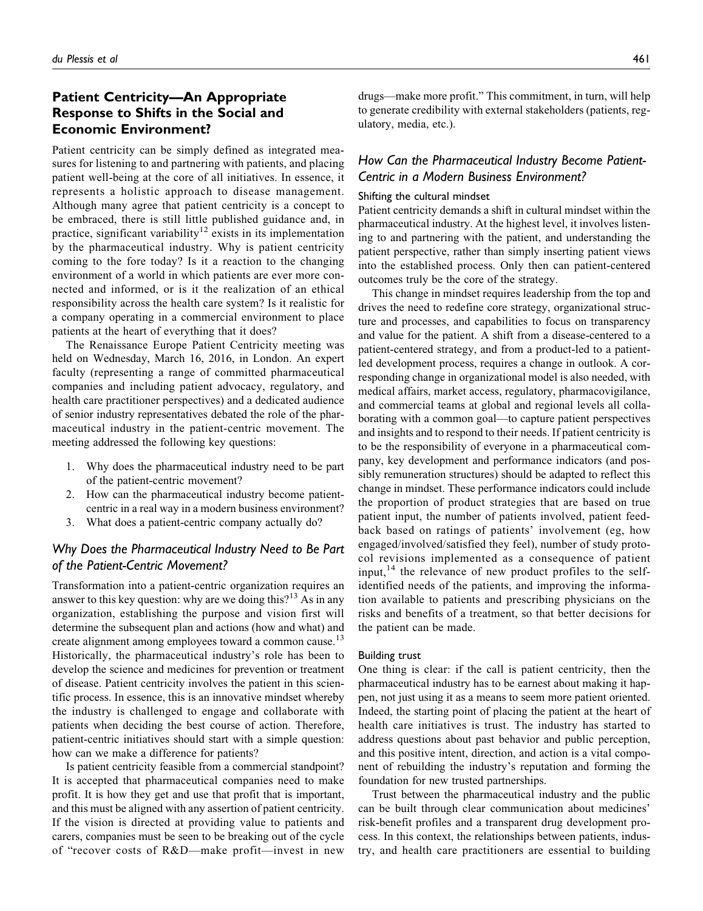## Patient Centricity—An Appropriate Response to Shifts in the Social and Economic Environment?

Patient centricity can be simply defined as integrated measures for listening to and partnering with patients, and placing patient well-being at the core of all initiatives. In essence, it represents a holistic approach to disease management. Although many agree that patient centricity is a concept to be embraced, there is still little published guidance and, in practice, significant variability[12] exists in its implementation by the pharmaceutical industry. Why is patient centricity coming to the fore today? Is it a reaction to the changing environment of a world in which patients are ever more connected and informed, or is it the realization of an ethical responsibility across the health care system? Is it realistic for a company operating in a commercial environment to place patients at the heart of everything that it does?

The Renaissance Europe Patient Centricity meeting was held on Wednesday, March 16, 2016, in London. An expert faculty (representing a range of committed pharmaceutical companies and including patient advocacy, regulatory, and health care practitioner perspectives) and a dedicated audience of senior industry representatives debated the role of the pharmaceutical industry in the patient-centric movement. The meeting addressed the following key questions:

1. Why does the pharmaceutical industry need to be part of the patient-centric movement?
2. How can the pharmaceutical industry become patient-centric in a real way in a modern business environment?
3. What does a patient-centric company actually do?

### *Why Does the Pharmaceutical Industry Need to Be Part of the Patient-Centric Movement?*

Transformation into a patient-centric organization requires an answer to this key question: why are we doing this?[13] As in any organization, establishing the purpose and vision first will determine the subsequent plan and actions (how and what) and create alignment among employees toward a common cause.[13] Historically, the pharmaceutical industry's role has been to develop the science and medicines for prevention or treatment of disease. Patient centricity involves the patient in this scientific process. In essence, this is an innovative mindset whereby the industry is challenged to engage and collaborate with patients when deciding the best course of action. Therefore, patient-centric initiatives should start with a simple question: how can we make a difference for patients?

Is patient centricity feasible from a commercial standpoint? It is accepted that pharmaceutical companies need to make profit. It is how they get and use that profit that is important, and this must be aligned with any assertion of patient centricity. If the vision is directed at providing value to patients and carers, companies must be seen to be breaking out of the cycle of "recover costs of R&D—make profit—invest in new drugs—make more profit." This commitment, in turn, will help to generate credibility with external stakeholders (patients, regulatory, media, etc.).

### *How Can the Pharmaceutical Industry Become Patient-Centric in a Modern Business Environment?*

#### Shifting the cultural mindset

Patient centricity demands a shift in cultural mindset within the pharmaceutical industry. At the highest level, it involves listening to and partnering with the patient, and understanding the patient perspective, rather than simply inserting patient views into the established process. Only then can patient-centered outcomes truly be the core of the strategy.

This change in mindset requires leadership from the top and drives the need to redefine core strategy, organizational structure and processes, and capabilities to focus on transparency and value for the patient. A shift from a disease-centered to a patient-centered strategy, and from a product-led to a patient-led development process, requires a change in outlook. A corresponding change in organizational model is also needed, with medical affairs, market access, regulatory, pharmacovigilance, and commercial teams at global and regional levels all collaborating with a common goal—to capture patient perspectives and insights and to respond to their needs. If patient centricity is to be the responsibility of everyone in a pharmaceutical company, key development and performance indicators (and possibly remuneration structures) should be adapted to reflect this change in mindset. These performance indicators could include the proportion of product strategies that are based on true patient input, the number of patients involved, patient feedback based on ratings of patients' involvement (eg, how engaged/involved/satisfied they feel), number of study protocol revisions implemented as a consequence of patient input,[14] the relevance of new product profiles to the self-identified needs of the patients, and improving the information available to patients and prescribing physicians on the risks and benefits of a treatment, so that better decisions for the patient can be made.

#### Building trust

One thing is clear: if the call is patient centricity, then the pharmaceutical industry has to be earnest about making it happen, not just using it as a means to seem more patient oriented. Indeed, the starting point of placing the patient at the heart of health care initiatives is trust. The industry has started to address questions about past behavior and public perception, and this positive intent, direction, and action is a vital component of rebuilding the industry's reputation and forming the foundation for new trusted partnerships.

Trust between the pharmaceutical industry and the public can be built through clear communication about medicines' risk-benefit profiles and a transparent drug development process. In this context, the relationships between patients, industry, and health care practitioners are essential to building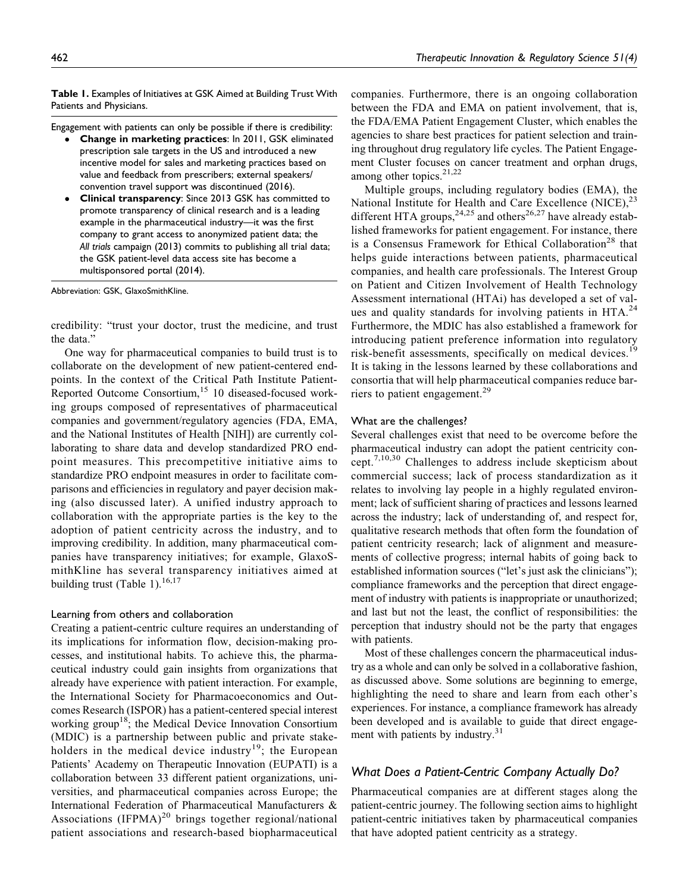**Table 1.** Examples of Initiatives at GSK Aimed at Building Trust With Patients and Physicians.

Engagement with patients can only be possible if there is credibility:

- **Change in marketing practices**: In 2011, GSK eliminated prescription sale targets in the US and introduced a new incentive model for sales and marketing practices based on value and feedback from prescribers; external speakers/convention travel support was discontinued (2016).
- **Clinical transparency**: Since 2013 GSK has committed to promote transparency of clinical research and is a leading example in the pharmaceutical industry—it was the first company to grant access to anonymized patient data; the *All trials* campaign (2013) commits to publishing all trial data; the GSK patient-level data access site has become a multisponsored portal (2014).

Abbreviation: GSK, GlaxoSmithKline.

credibility: "trust your doctor, trust the medicine, and trust the data."

One way for pharmaceutical companies to build trust is to collaborate on the development of new patient-centered endpoints. In the context of the Critical Path Institute Patient-Reported Outcome Consortium,[15] 10 diseased-focused working groups composed of representatives of pharmaceutical companies and government/regulatory agencies (FDA, EMA, and the National Institutes of Health [NIH]) are currently collaborating to share data and develop standardized PRO endpoint measures. This precompetitive initiative aims to standardize PRO endpoint measures in order to facilitate comparisons and efficiencies in regulatory and payer decision making (also discussed later). A unified industry approach to collaboration with the appropriate parties is the key to the adoption of patient centricity across the industry, and to improving credibility. In addition, many pharmaceutical companies have transparency initiatives; for example, GlaxoSmithKline has several transparency initiatives aimed at building trust (Table 1).[16,17]

### Learning from others and collaboration

Creating a patient-centric culture requires an understanding of its implications for information flow, decision-making processes, and institutional habits. To achieve this, the pharmaceutical industry could gain insights from organizations that already have experience with patient interaction. For example, the International Society for Pharmacoeconomics and Outcomes Research (ISPOR) has a patient-centered special interest working group[18]; the Medical Device Innovation Consortium (MDIC) is a partnership between public and private stakeholders in the medical device industry[19]; the European Patients' Academy on Therapeutic Innovation (EUPATI) is a collaboration between 33 different patient organizations, universities, and pharmaceutical companies across Europe; the International Federation of Pharmaceutical Manufacturers & Associations (IFPMA)[20] brings together regional/national patient associations and research-based biopharmaceutical companies. Furthermore, there is an ongoing collaboration between the FDA and EMA on patient involvement, that is, the FDA/EMA Patient Engagement Cluster, which enables the agencies to share best practices for patient selection and training throughout drug regulatory life cycles. The Patient Engagement Cluster focuses on cancer treatment and orphan drugs, among other topics.[21,22]

Multiple groups, including regulatory bodies (EMA), the National Institute for Health and Care Excellence (NICE),[23] different HTA groups,[24,25] and others[26,27] have already established frameworks for patient engagement. For instance, there is a Consensus Framework for Ethical Collaboration[28] that helps guide interactions between patients, pharmaceutical companies, and health care professionals. The Interest Group on Patient and Citizen Involvement of Health Technology Assessment international (HTAi) has developed a set of values and quality standards for involving patients in HTA.[24] Furthermore, the MDIC has also established a framework for introducing patient preference information into regulatory risk-benefit assessments, specifically on medical devices.[19] It is taking in the lessons learned by these collaborations and consortia that will help pharmaceutical companies reduce barriers to patient engagement.[29]

### What are the challenges?

Several challenges exist that need to be overcome before the pharmaceutical industry can adopt the patient centricity concept.[7,10,30] Challenges to address include skepticism about commercial success; lack of process standardization as it relates to involving lay people in a highly regulated environment; lack of sufficient sharing of practices and lessons learned across the industry; lack of understanding of, and respect for, qualitative research methods that often form the foundation of patient centricity research; lack of alignment and measurements of collective progress; internal habits of going back to established information sources ("let's just ask the clinicians"); compliance frameworks and the perception that direct engagement of industry with patients is inappropriate or unauthorized; and last but not the least, the conflict of responsibilities: the perception that industry should not be the party that engages with patients.

Most of these challenges concern the pharmaceutical industry as a whole and can only be solved in a collaborative fashion, as discussed above. Some solutions are beginning to emerge, highlighting the need to share and learn from each other's experiences. For instance, a compliance framework has already been developed and is available to guide that direct engagement with patients by industry.[31]

## *What Does a Patient-Centric Company Actually Do?*

Pharmaceutical companies are at different stages along the patient-centric journey. The following section aims to highlight patient-centric initiatives taken by pharmaceutical companies that have adopted patient centricity as a strategy.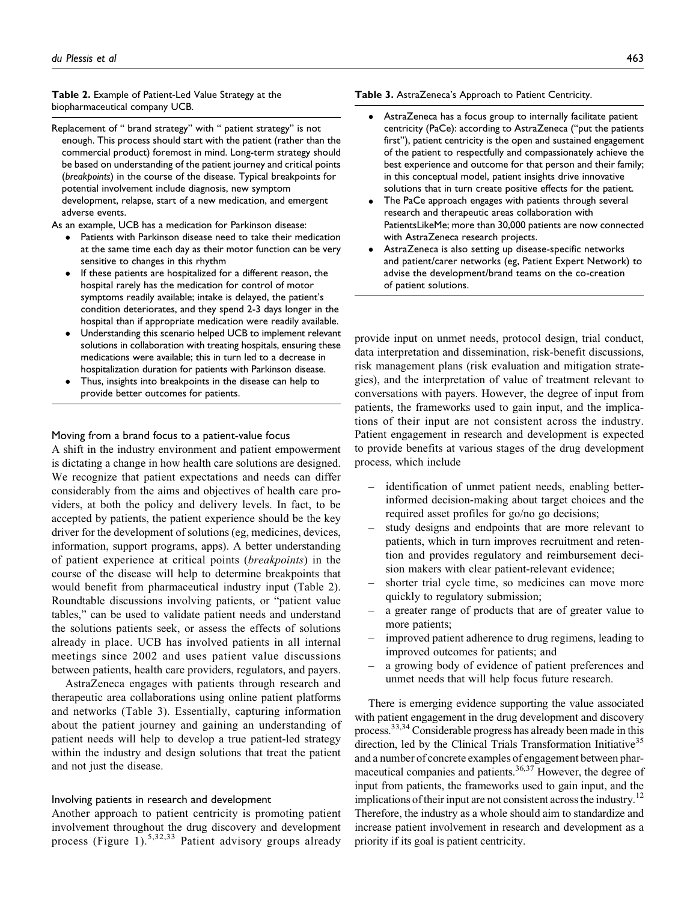**Table 2.** Example of Patient-Led Value Strategy at the biopharmaceutical company UCB.

Replacement of " brand strategy" with " patient strategy" is not enough. This process should start with the patient (rather than the commercial product) foremost in mind. Long-term strategy should be based on understanding of the patient journey and critical points (*breakpoints*) in the course of the disease. Typical breakpoints for potential involvement include diagnosis, new symptom development, relapse, start of a new medication, and emergent adverse events.

As an example, UCB has a medication for Parkinson disease:

- Patients with Parkinson disease need to take their medication at the same time each day as their motor function can be very sensitive to changes in this rhythm
- If these patients are hospitalized for a different reason, the hospital rarely has the medication for control of motor symptoms readily available; intake is delayed, the patient's condition deteriorates, and they spend 2-3 days longer in the hospital than if appropriate medication were readily available.
- Understanding this scenario helped UCB to implement relevant solutions in collaboration with treating hospitals, ensuring these medications were available; this in turn led to a decrease in hospitalization duration for patients with Parkinson disease.
- Thus, insights into breakpoints in the disease can help to provide better outcomes for patients.

### Moving from a brand focus to a patient-value focus

A shift in the industry environment and patient empowerment is dictating a change in how health care solutions are designed. We recognize that patient expectations and needs can differ considerably from the aims and objectives of health care providers, at both the policy and delivery levels. In fact, to be accepted by patients, the patient experience should be the key driver for the development of solutions (eg, medicines, devices, information, support programs, apps). A better understanding of patient experience at critical points (*breakpoints*) in the course of the disease will help to determine breakpoints that would benefit from pharmaceutical industry input (Table 2). Roundtable discussions involving patients, or "patient value tables," can be used to validate patient needs and understand the solutions patients seek, or assess the effects of solutions already in place. UCB has involved patients in all internal meetings since 2002 and uses patient value discussions between patients, health care providers, regulators, and payers.

AstraZeneca engages with patients through research and therapeutic area collaborations using online patient platforms and networks (Table 3). Essentially, capturing information about the patient journey and gaining an understanding of patient needs will help to develop a true patient-led strategy within the industry and design solutions that treat the patient and not just the disease.

### Involving patients in research and development

Another approach to patient centricity is promoting patient involvement throughout the drug discovery and development process (Figure 1).[5,32,33] Patient advisory groups already provide input on unmet needs, protocol design, trial conduct, data interpretation and dissemination, risk-benefit discussions, risk management plans (risk evaluation and mitigation strategies), and the interpretation of value of treatment relevant to conversations with payers. However, the degree of input from patients, the frameworks used to gain input, and the implications of their input are not consistent across the industry. Patient engagement in research and development is expected to provide benefits at various stages of the drug development process, which include

- identification of unmet patient needs, enabling better-informed decision-making about target choices and the required asset profiles for go/no go decisions;
- study designs and endpoints that are more relevant to patients, which in turn improves recruitment and retention and provides regulatory and reimbursement decision makers with clear patient-relevant evidence;
- shorter trial cycle time, so medicines can move more quickly to regulatory submission;
- a greater range of products that are of greater value to more patients;
- improved patient adherence to drug regimens, leading to improved outcomes for patients; and
- a growing body of evidence of patient preferences and unmet needs that will help focus future research.

There is emerging evidence supporting the value associated with patient engagement in the drug development and discovery process.[33,34] Considerable progress has already been made in this direction, led by the Clinical Trials Transformation Initiative[35] and a number of concrete examples of engagement between pharmaceutical companies and patients.[36,37] However, the degree of input from patients, the frameworks used to gain input, and the implications of their input are not consistent across the industry.[12] Therefore, the industry as a whole should aim to standardize and increase patient involvement in research and development as a priority if its goal is patient centricity.

**Table 3.** AstraZeneca's Approach to Patient Centricity.

- AstraZeneca has a focus group to internally facilitate patient centricity (PaCe): according to AstraZeneca ("put the patients first"), patient centricity is the open and sustained engagement of the patient to respectfully and compassionately achieve the best experience and outcome for that person and their family; in this conceptual model, patient insights drive innovative solutions that in turn create positive effects for the patient.
- The PaCe approach engages with patients through several research and therapeutic areas collaboration with PatientsLikeMe; more than 30,000 patients are now connected with AstraZeneca research projects.
- AstraZeneca is also setting up disease-specific networks and patient/carer networks (eg, Patient Expert Network) to advise the development/brand teams on the co-creation of patient solutions.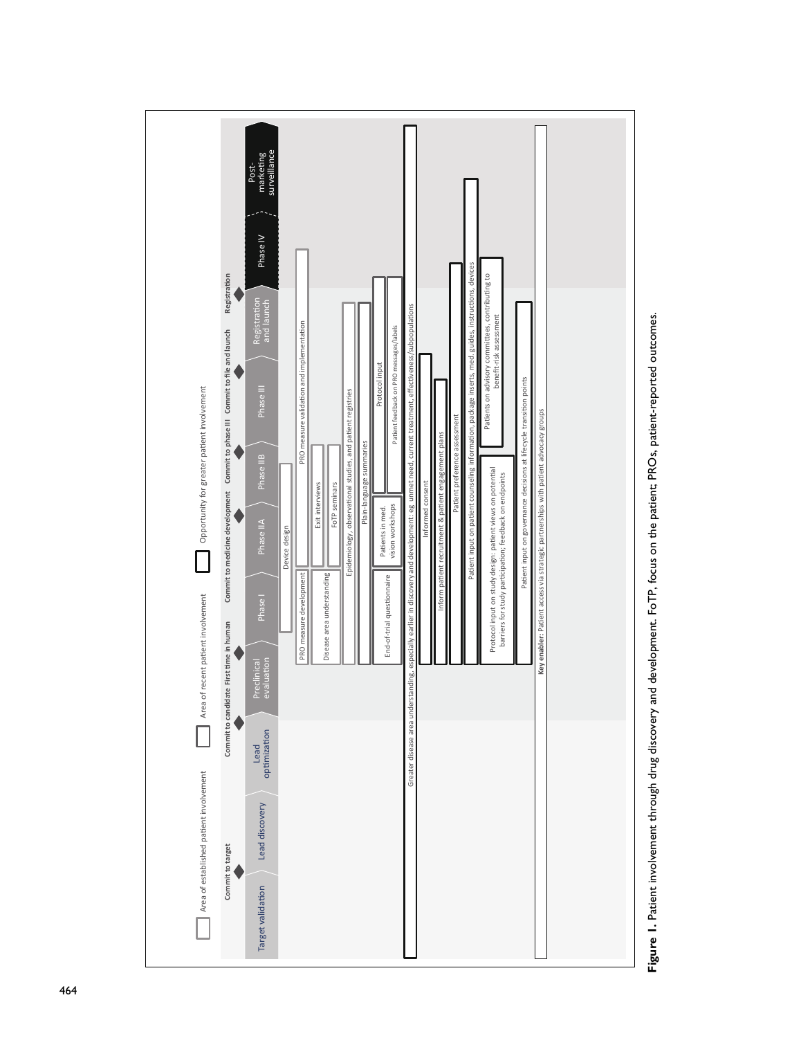Area of established patient involvement

Area of recent patient involvement

Opportunity for greater patient involvement

Commit to target | Commit to candidate | First time in human | Commit to medicine development | Commit to phase III | Commit to file and launch | Registration

Target validation → Lead discovery → Lead optimization → Preclinical evaluation → Phase I → Phase IIA → Phase IIB → Phase III → Registration and launch → Phase IV → Post-marketing surveillance

- Device design
- PRO measure development
- PRO measure validation and implementation
- Disease area understanding
- Exit interviews
- FoTP seminars
- Epidemiology, observational studies, and patient registries
- Plain-language summaries
- End-of-trial questionnaire
- Patients in med. vision workshops
- Protocol input
- Patient feedback on PRO messages/labels
- Greater disease area understanding, especially earlier in discovery and development: eg, unmet need, current treatment, effectiveness/subpopulations
- Informed consent
- Inform patient recruitment & patient engagement plans
- Patient preference assessment
- Patient input on patient counseling information, package inserts, med. guides, instructions, devices
- Protocol input on study design: patient views on potential barriers for study participation; feedback on endpoints
- Patients on advisory committees, contributing to benefit-risk assessment
- Patient input on governance decisions at lifecycle transition points

**Key enabler:** Patient access via strategic partnerships with patient advocacy groups

**Figure 1.** Patient involvement through drug discovery and development. FoTP, focus on the patient; PROs, patient-reported outcomes.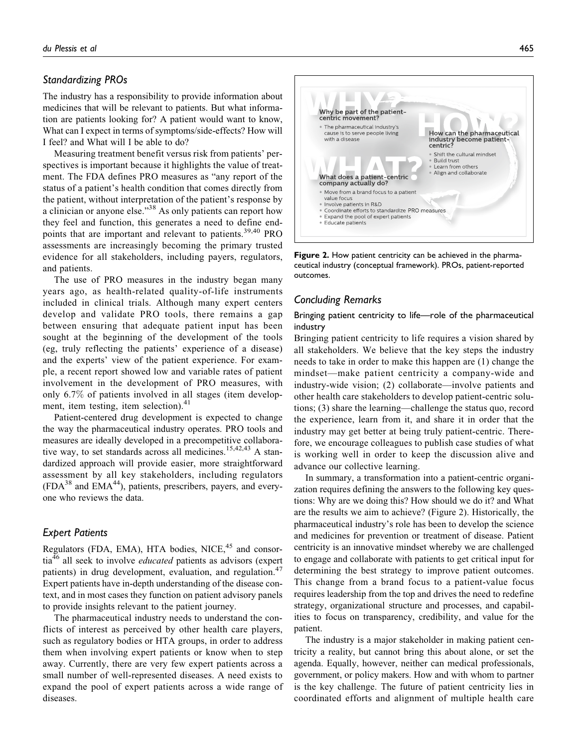## Standardizing PROs

The industry has a responsibility to provide information about medicines that will be relevant to patients. But what information are patients looking for? A patient would want to know, What can I expect in terms of symptoms/side-effects? How will I feel? and What will I be able to do?

Measuring treatment benefit versus risk from patients' perspectives is important because it highlights the value of treatment. The FDA defines PRO measures as "any report of the status of a patient's health condition that comes directly from the patient, without interpretation of the patient's response by a clinician or anyone else."[38] As only patients can report how they feel and function, this generates a need to define endpoints that are important and relevant to patients.[39,40] PRO assessments are increasingly becoming the primary trusted evidence for all stakeholders, including payers, regulators, and patients.

The use of PRO measures in the industry began many years ago, as health-related quality-of-life instruments included in clinical trials. Although many expert centers develop and validate PRO tools, there remains a gap between ensuring that adequate patient input has been sought at the beginning of the development of the tools (eg, truly reflecting the patients' experience of a disease) and the experts' view of the patient experience. For example, a recent report showed low and variable rates of patient involvement in the development of PRO measures, with only 6.7% of patients involved in all stages (item development, item testing, item selection).[41]

Patient-centered drug development is expected to change the way the pharmaceutical industry operates. PRO tools and measures are ideally developed in a precompetitive collaborative way, to set standards across all medicines.[15,42,43] A standardized approach will provide easier, more straightforward assessment by all key stakeholders, including regulators (FDA[38] and EMA[44]), patients, prescribers, payers, and everyone who reviews the data.

## Expert Patients

Regulators (FDA, EMA), HTA bodies, NICE,[45] and consortia[46] all seek to involve *educated* patients as advisors (expert patients) in drug development, evaluation, and regulation.[47] Expert patients have in-depth understanding of the disease context, and in most cases they function on patient advisory panels to provide insights relevant to the patient journey.

The pharmaceutical industry needs to understand the conflicts of interest as perceived by other health care players, such as regulatory bodies or HTA groups, in order to address them when involving expert patients or know when to step away. Currently, there are very few expert patients across a small number of well-represented diseases. A need exists to expand the pool of expert patients across a wide range of diseases.

**WHY?**
Why be part of the patient-centric movement?
- The pharmaceutical industry's cause is to serve people living with a disease

**HOW?**
How can the pharmaceutical industry become patient-centric?
- Shift the cultural mindset
- Build trust
- Learn from others
- Align and collaborate

**WHAT?**
What does a patient-centric company actually do?
- Move from a brand focus to a patient value focus
- Involve patients in R&D
- Coordinate efforts to standardize PRO measures
- Expand the pool of expert patients
- Educate patients

**Figure 2.** How patient centricity can be achieved in the pharmaceutical industry (conceptual framework). PROs, patient-reported outcomes.

## Concluding Remarks

### Bringing patient centricity to life—role of the pharmaceutical industry

Bringing patient centricity to life requires a vision shared by all stakeholders. We believe that the key steps the industry needs to take in order to make this happen are (1) change the mindset—make patient centricity a company-wide and industry-wide vision; (2) collaborate—involve patients and other health care stakeholders to develop patient-centric solutions; (3) share the learning—challenge the status quo, record the experience, learn from it, and share it in order that the industry may get better at being truly patient-centric. Therefore, we encourage colleagues to publish case studies of what is working well in order to keep the discussion alive and advance our collective learning.

In summary, a transformation into a patient-centric organization requires defining the answers to the following key questions: Why are we doing this? How should we do it? and What are the results we aim to achieve? (Figure 2). Historically, the pharmaceutical industry's role has been to develop the science and medicines for prevention or treatment of disease. Patient centricity is an innovative mindset whereby we are challenged to engage and collaborate with patients to get critical input for determining the best strategy to improve patient outcomes. This change from a brand focus to a patient-value focus requires leadership from the top and drives the need to redefine strategy, organizational structure and processes, and capabilities to focus on transparency, credibility, and value for the patient.

The industry is a major stakeholder in making patient centricity a reality, but cannot bring this about alone, or set the agenda. Equally, however, neither can medical professionals, government, or policy makers. How and with whom to partner is the key challenge. The future of patient centricity lies in coordinated efforts and alignment of multiple health care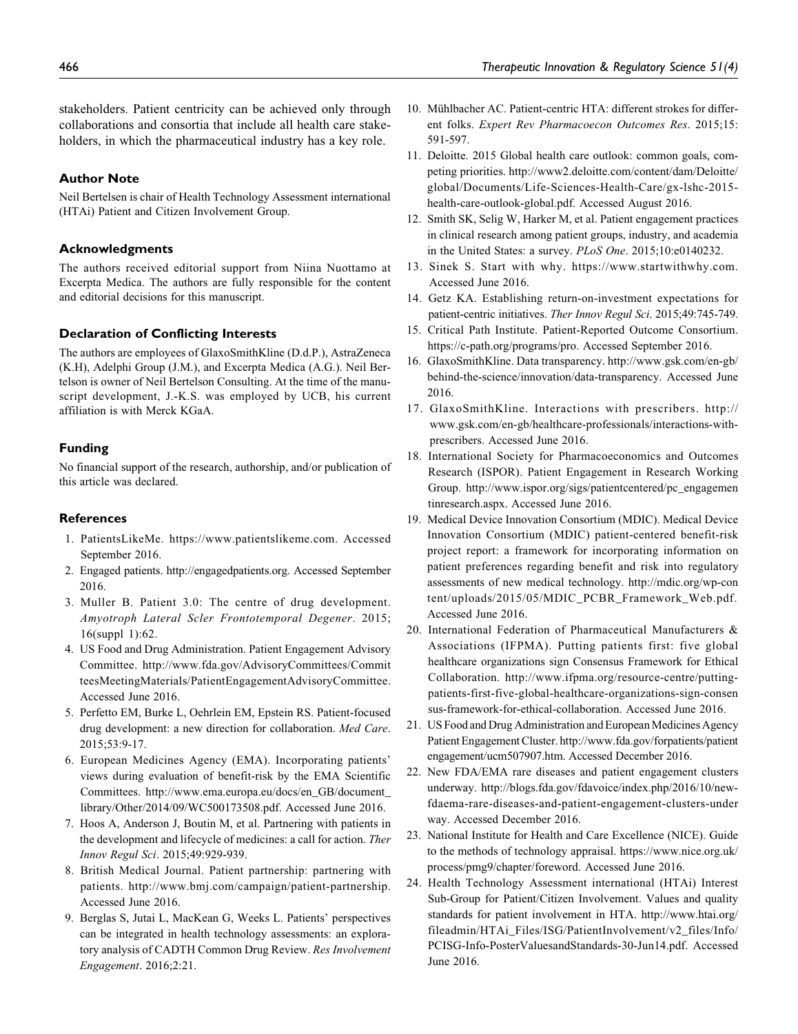stakeholders. Patient centricity can be achieved only through collaborations and consortia that include all health care stakeholders, in which the pharmaceutical industry has a key role.

## Author Note

Neil Bertelsen is chair of Health Technology Assessment international (HTAi) Patient and Citizen Involvement Group.

## Acknowledgments

The authors received editorial support from Niina Nuottamo at Excerpta Medica. The authors are fully responsible for the content and editorial decisions for this manuscript.

## Declaration of Conflicting Interests

The authors are employees of GlaxoSmithKline (D.d.P.), AstraZeneca (K.H), Adelphi Group (J.M.), and Excerpta Medica (A.G.). Neil Bertelson is owner of Neil Bertelson Consulting. At the time of the manuscript development, J.-K.S. was employed by UCB, his current affiliation is with Merck KGaA.

## Funding

No financial support of the research, authorship, and/or publication of this article was declared.

## References

1. PatientsLikeMe. https://www.patientslikeme.com. Accessed September 2016.
2. Engaged patients. http://engagedpatients.org. Accessed September 2016.
3. Muller B. Patient 3.0: The centre of drug development. *Amyotroph Lateral Scler Frontotemporal Degener*. 2015; 16(suppl 1):62.
4. US Food and Drug Administration. Patient Engagement Advisory Committee. http://www.fda.gov/AdvisoryCommittees/CommitteesMeetingMaterials/PatientEngagementAdvisoryCommittee. Accessed June 2016.
5. Perfetto EM, Burke L, Oehrlein EM, Epstein RS. Patient-focused drug development: a new direction for collaboration. *Med Care*. 2015;53:9-17.
6. European Medicines Agency (EMA). Incorporating patients' views during evaluation of benefit-risk by the EMA Scientific Committees. http://www.ema.europa.eu/docs/en_GB/document_library/Other/2014/09/WC500173508.pdf. Accessed June 2016.
7. Hoos A, Anderson J, Boutin M, et al. Partnering with patients in the development and lifecycle of medicines: a call for action. *Ther Innov Regul Sci*. 2015;49:929-939.
8. British Medical Journal. Patient partnership: partnering with patients. http://www.bmj.com/campaign/patient-partnership. Accessed June 2016.
9. Berglas S, Jutai L, MacKean G, Weeks L. Patients' perspectives can be integrated in health technology assessments: an exploratory analysis of CADTH Common Drug Review. *Res Involvement Engagement*. 2016;2:21.
10. Mühlbacher AC. Patient-centric HTA: different strokes for different folks. *Expert Rev Pharmacoecon Outcomes Res*. 2015;15: 591-597.
11. Deloitte. 2015 Global health care outlook: common goals, competing priorities. http://www2.deloitte.com/content/dam/Deloitte/global/Documents/Life-Sciences-Health-Care/gx-lshc-2015-health-care-outlook-global.pdf. Accessed August 2016.
12. Smith SK, Selig W, Harker M, et al. Patient engagement practices in clinical research among patient groups, industry, and academia in the United States: a survey. *PLoS One*. 2015;10:e0140232.
13. Sinek S. Start with why. https://www.startwithwhy.com. Accessed June 2016.
14. Getz KA. Establishing return-on-investment expectations for patient-centric initiatives. *Ther Innov Regul Sci*. 2015;49:745-749.
15. Critical Path Institute. Patient-Reported Outcome Consortium. https://c-path.org/programs/pro. Accessed September 2016.
16. GlaxoSmithKline. Data transparency. http://www.gsk.com/en-gb/behind-the-science/innovation/data-transparency. Accessed June 2016.
17. GlaxoSmithKline. Interactions with prescribers. http://www.gsk.com/en-gb/healthcare-professionals/interactions-with-prescribers. Accessed June 2016.
18. International Society for Pharmacoeconomics and Outcomes Research (ISPOR). Patient Engagement in Research Working Group. http://www.ispor.org/sigs/patientcentered/pc_engagementinresearch.aspx. Accessed June 2016.
19. Medical Device Innovation Consortium (MDIC). Medical Device Innovation Consortium (MDIC) patient-centered benefit-risk project report: a framework for incorporating information on patient preferences regarding benefit and risk into regulatory assessments of new medical technology. http://mdic.org/wp-content/uploads/2015/05/MDIC_PCBR_Framework_Web.pdf. Accessed June 2016.
20. International Federation of Pharmaceutical Manufacturers & Associations (IFPMA). Putting patients first: five global healthcare organizations sign Consensus Framework for Ethical Collaboration. http://www.ifpma.org/resource-centre/putting-patients-first-five-global-healthcare-organizations-sign-consensus-framework-for-ethical-collaboration. Accessed June 2016.
21. US Food and Drug Administration and European Medicines Agency Patient Engagement Cluster. http://www.fda.gov/forpatients/patientengagement/ucm507907.htm. Accessed December 2016.
22. New FDA/EMA rare diseases and patient engagement clusters underway. http://blogs.fda.gov/fdavoice/index.php/2016/10/new-fdaema-rare-diseases-and-patient-engagement-clusters-underway. Accessed December 2016.
23. National Institute for Health and Care Excellence (NICE). Guide to the methods of technology appraisal. https://www.nice.org.uk/process/pmg9/chapter/foreword. Accessed June 2016.
24. Health Technology Assessment international (HTAi) Interest Sub-Group for Patient/Citizen Involvement. Values and quality standards for patient involvement in HTA. http://www.htai.org/fileadmin/HTAi_Files/ISG/PatientInvolvement/v2_files/Info/PCISG-Info-PosterValuesandStandards-30-Jun14.pdf. Accessed June 2016.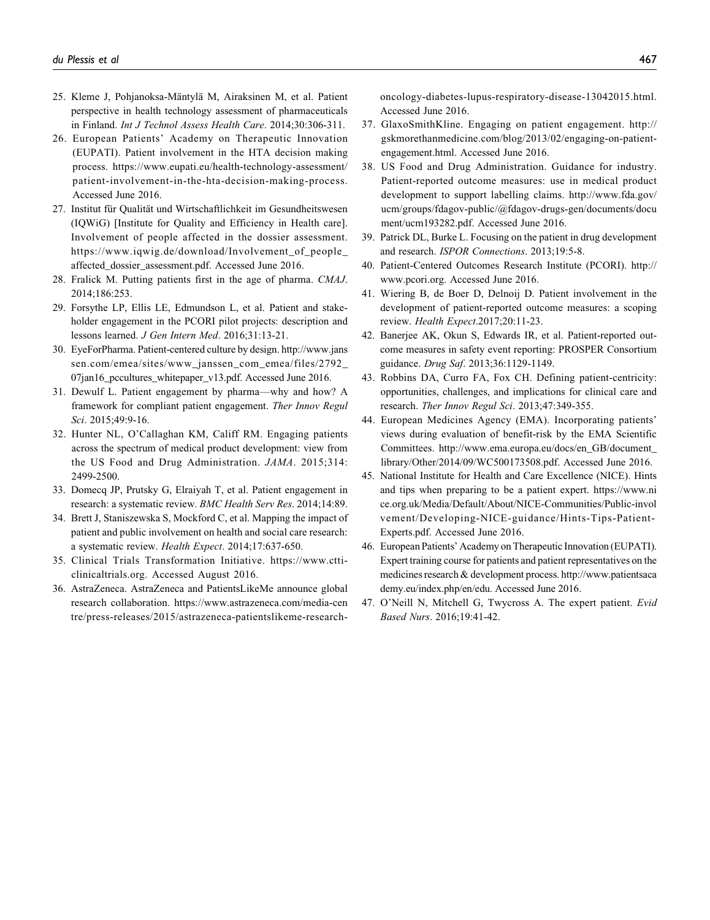25. Kleme J, Pohjanoksa-Mäntylä M, Airaksinen M, et al. Patient perspective in health technology assessment of pharmaceuticals in Finland. *Int J Technol Assess Health Care*. 2014;30:306-311.
26. European Patients' Academy on Therapeutic Innovation (EUPATI). Patient involvement in the HTA decision making process. https://www.eupati.eu/health-technology-assessment/patient-involvement-in-the-hta-decision-making-process. Accessed June 2016.
27. Institut für Qualität und Wirtschaftlichkeit im Gesundheitswesen (IQWiG) [Institute for Quality and Efficiency in Health care]. Involvement of people affected in the dossier assessment. https://www.iqwig.de/download/Involvement_of_people_affected_dossier_assessment.pdf. Accessed June 2016.
28. Fralick M. Putting patients first in the age of pharma. *CMAJ*. 2014;186:253.
29. Forsythe LP, Ellis LE, Edmundson L, et al. Patient and stakeholder engagement in the PCORI pilot projects: description and lessons learned. *J Gen Intern Med*. 2016;31:13-21.
30. EyeForPharma. Patient-centered culture by design. http://www.janssen.com/emea/sites/www_janssen_com_emea/files/2792_07jan16_pccultures_whitepaper_v13.pdf. Accessed June 2016.
31. Dewulf L. Patient engagement by pharma—why and how? A framework for compliant patient engagement. *Ther Innov Regul Sci*. 2015;49:9-16.
32. Hunter NL, O'Callaghan KM, Califf RM. Engaging patients across the spectrum of medical product development: view from the US Food and Drug Administration. *JAMA*. 2015;314:2499-2500.
33. Domecq JP, Prutsky G, Elraiyah T, et al. Patient engagement in research: a systematic review. *BMC Health Serv Res*. 2014;14:89.
34. Brett J, Staniszewska S, Mockford C, et al. Mapping the impact of patient and public involvement on health and social care research: a systematic review. *Health Expect*. 2014;17:637-650.
35. Clinical Trials Transformation Initiative. https://www.ctti-clinicaltrials.org. Accessed August 2016.
36. AstraZeneca. AstraZeneca and PatientsLikeMe announce global research collaboration. https://www.astrazeneca.com/media-centre/press-releases/2015/astrazeneca-patientslikeme-research-oncology-diabetes-lupus-respiratory-disease-13042015.html. Accessed June 2016.
37. GlaxoSmithKline. Engaging on patient engagement. http://gskmorethanmedicine.com/blog/2013/02/engaging-on-patient-engagement.html. Accessed June 2016.
38. US Food and Drug Administration. Guidance for industry. Patient-reported outcome measures: use in medical product development to support labelling claims. http://www.fda.gov/ucm/groups/fdagov-public/@fdagov-drugs-gen/documents/document/ucm193282.pdf. Accessed June 2016.
39. Patrick DL, Burke L. Focusing on the patient in drug development and research. *ISPOR Connections*. 2013;19:5-8.
40. Patient-Centered Outcomes Research Institute (PCORI). http://www.pcori.org. Accessed June 2016.
41. Wiering B, de Boer D, Delnoij D. Patient involvement in the development of patient-reported outcome measures: a scoping review. *Health Expect*.2017;20:11-23.
42. Banerjee AK, Okun S, Edwards IR, et al. Patient-reported outcome measures in safety event reporting: PROSPER Consortium guidance. *Drug Saf*. 2013;36:1129-1149.
43. Robbins DA, Curro FA, Fox CH. Defining patient-centricity: opportunities, challenges, and implications for clinical care and research. *Ther Innov Regul Sci*. 2013;47:349-355.
44. European Medicines Agency (EMA). Incorporating patients' views during evaluation of benefit-risk by the EMA Scientific Committees. http://www.ema.europa.eu/docs/en_GB/document_library/Other/2014/09/WC500173508.pdf. Accessed June 2016.
45. National Institute for Health and Care Excellence (NICE). Hints and tips when preparing to be a patient expert. https://www.nice.org.uk/Media/Default/About/NICE-Communities/Public-involvement/Developing-NICE-guidance/Hints-Tips-Patient-Experts.pdf. Accessed June 2016.
46. European Patients' Academy on Therapeutic Innovation (EUPATI). Expert training course for patients and patient representatives on the medicines research & development process. http://www.patientsacademy.eu/index.php/en/edu. Accessed June 2016.
47. O'Neill N, Mitchell G, Twycross A. The expert patient. *Evid Based Nurs*. 2016;19:41-42.